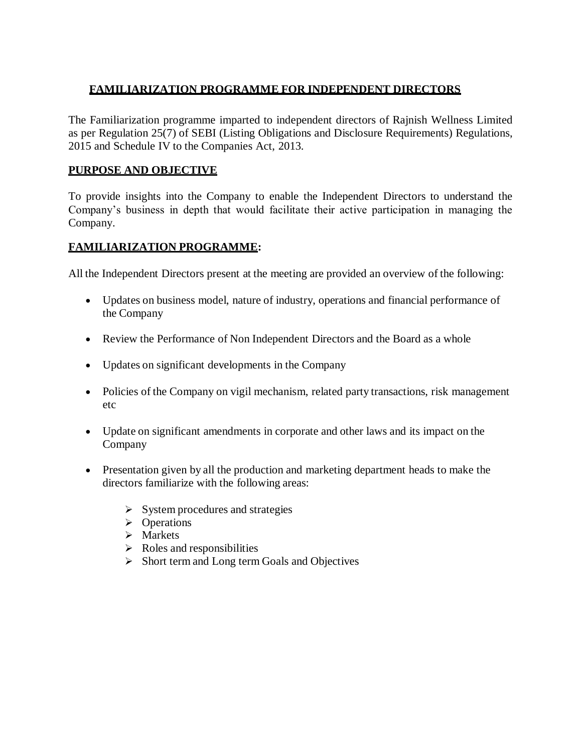# FAMILIARIZATION PROGRAMME FOR INDEPENDENT DIRECTORS

The Familiarization programme imparted to independent directors of Rajnish Wellness Limited as per Regulation 25(7) of SEBI (Listing Obligations and Disclosure Requirements) Regulations, 2015 and Schedule IV to the Companies Act, 2013.

## PURPOSE AND OBJECTIVE

To provide insights into the Company to enable the Independent Directors to understand the Company's business in depth that would facilitate their active participation in managing the Company.

## FAMILIARIZATION PROGRAMME:

All the Independent Directors present at the meeting are provided an overview of the following:

- Updates on business model, nature of industry, operations and financial performance of the Company
- Review the Performance of Non Independent Directors and the Board as a whole
- Updates on significant developments in the Company
- Policies of the Company on vigil mechanism, related party transactions, risk management etc
- Update on significant amendments in corporate and other laws and its impact on the Company
- Presentation given by all the production and marketing department heads to make the directors familiarize with the following areas:
  - System procedures and strategies
  - Operations
  - Markets
  - Roles and responsibilities
  - Short term and Long term Goals and Objectives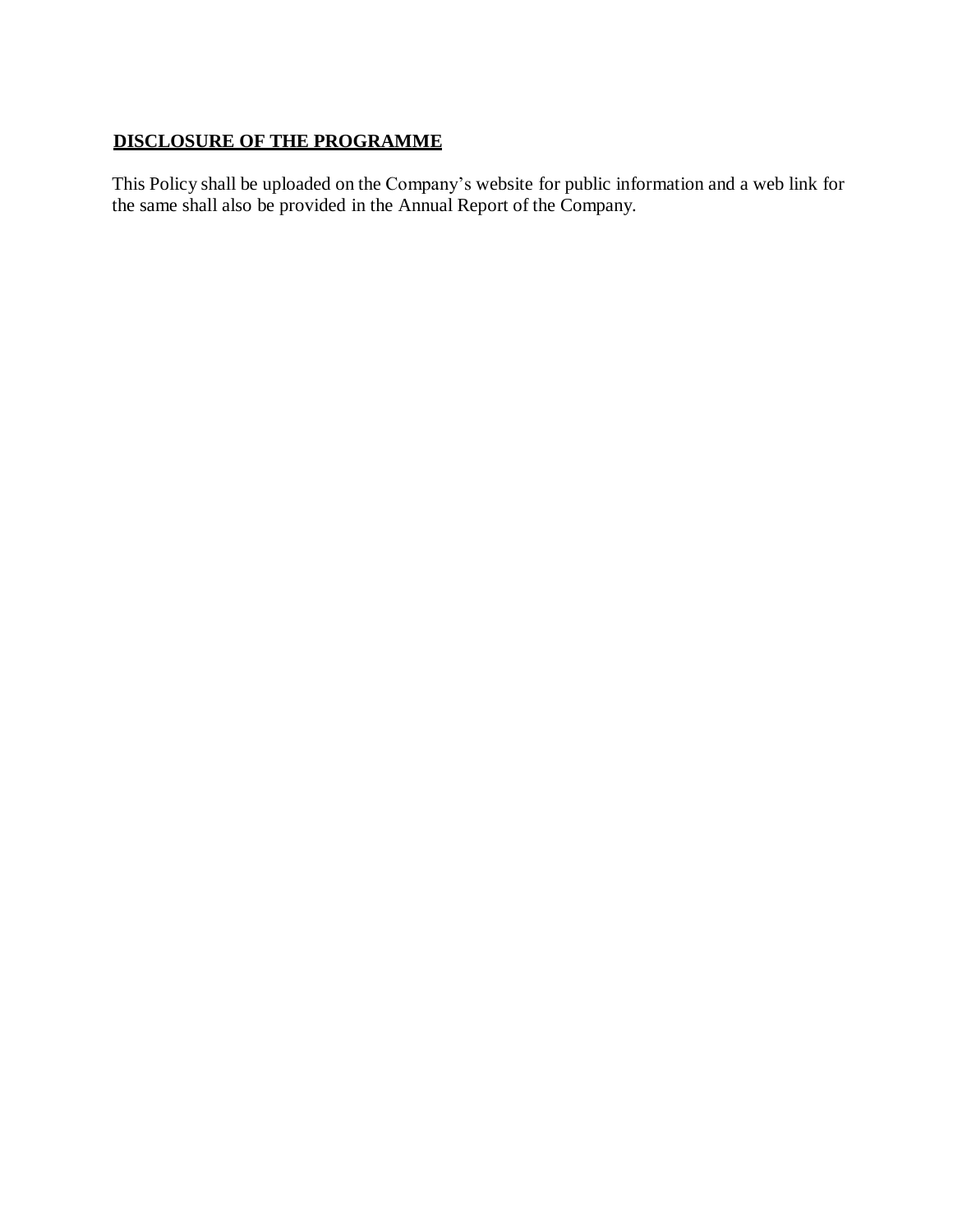## **DISCLOSURE OF THE PROGRAMME**

This Policy shall be uploaded on the Company's website for public information and a web link for the same shall also be provided in the Annual Report of the Company.